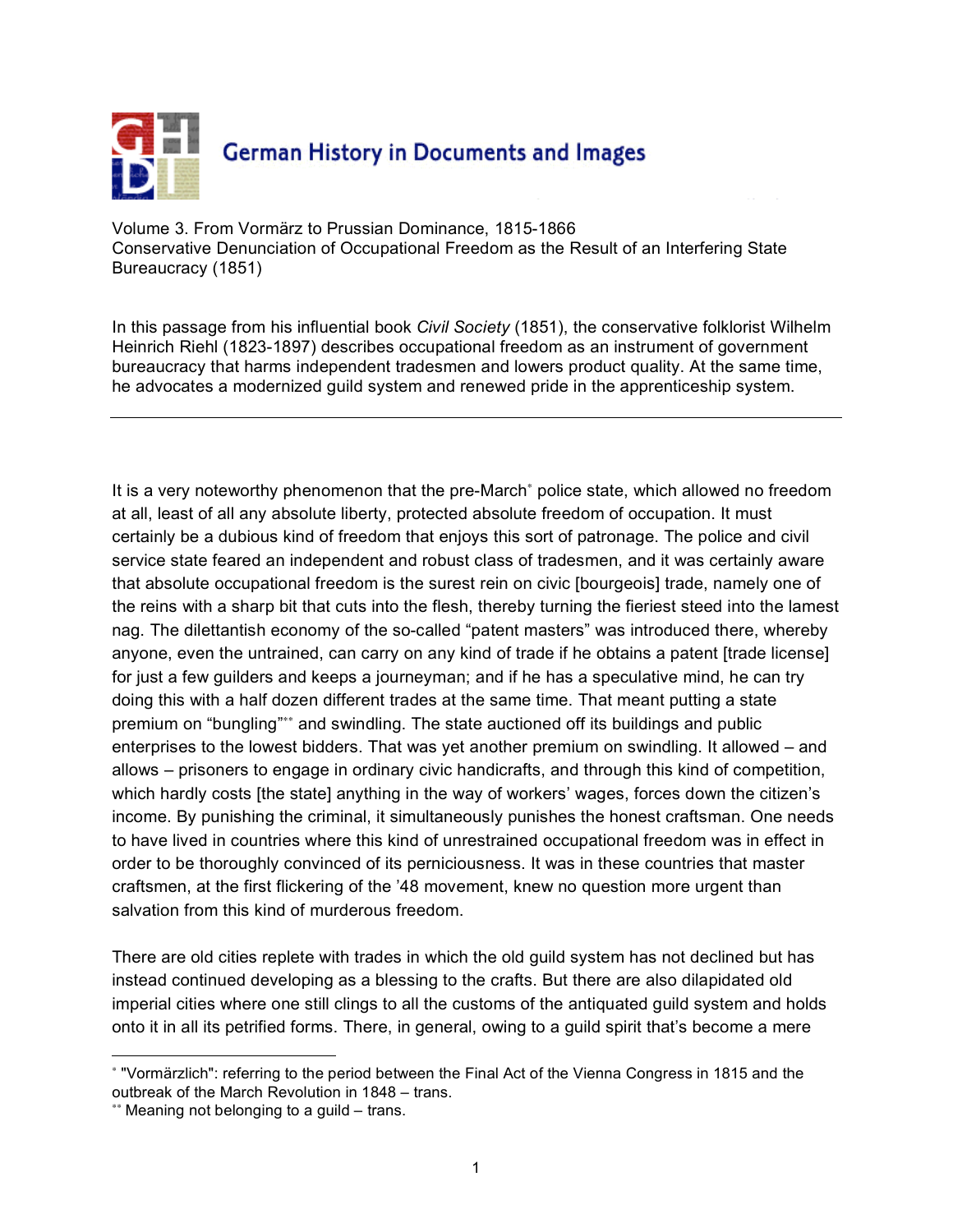German History in Documents and Images

Volume 3. From Vormärz to Prussian Dominance, 1815-1866
Conservative Denunciation of Occupational Freedom as the Result of an Interfering State Bureaucracy (1851)

In this passage from his influential book *Civil Society* (1851), the conservative folklorist Wilhelm Heinrich Riehl (1823-1897) describes occupational freedom as an instrument of government bureaucracy that harms independent tradesmen and lowers product quality. At the same time, he advocates a modernized guild system and renewed pride in the apprenticeship system.

---

It is a very noteworthy phenomenon that the pre-March* police state, which allowed no freedom at all, least of all any absolute liberty, protected absolute freedom of occupation. It must certainly be a dubious kind of freedom that enjoys this sort of patronage. The police and civil service state feared an independent and robust class of tradesmen, and it was certainly aware that absolute occupational freedom is the surest rein on civic [bourgeois] trade, namely one of the reins with a sharp bit that cuts into the flesh, thereby turning the fieriest steed into the lamest nag. The dilettantish economy of the so-called "patent masters" was introduced there, whereby anyone, even the untrained, can carry on any kind of trade if he obtains a patent [trade license] for just a few guilders and keeps a journeyman; and if he has a speculative mind, he can try doing this with a half dozen different trades at the same time. That meant putting a state premium on "bungling"** and swindling. The state auctioned off its buildings and public enterprises to the lowest bidders. That was yet another premium on swindling. It allowed – and allows – prisoners to engage in ordinary civic handicrafts, and through this kind of competition, which hardly costs [the state] anything in the way of workers' wages, forces down the citizen's income. By punishing the criminal, it simultaneously punishes the honest craftsman. One needs to have lived in countries where this kind of unrestrained occupational freedom was in effect in order to be thoroughly convinced of its perniciousness. It was in these countries that master craftsmen, at the first flickering of the '48 movement, knew no question more urgent than salvation from this kind of murderous freedom.

There are old cities replete with trades in which the old guild system has not declined but has instead continued developing as a blessing to the crafts. But there are also dilapidated old imperial cities where one still clings to all the customs of the antiquated guild system and holds onto it in all its petrified forms. There, in general, owing to a guild spirit that's become a mere

---

* "Vormärzlich": referring to the period between the Final Act of the Vienna Congress in 1815 and the outbreak of the March Revolution in 1848 – trans.
** Meaning not belonging to a guild – trans.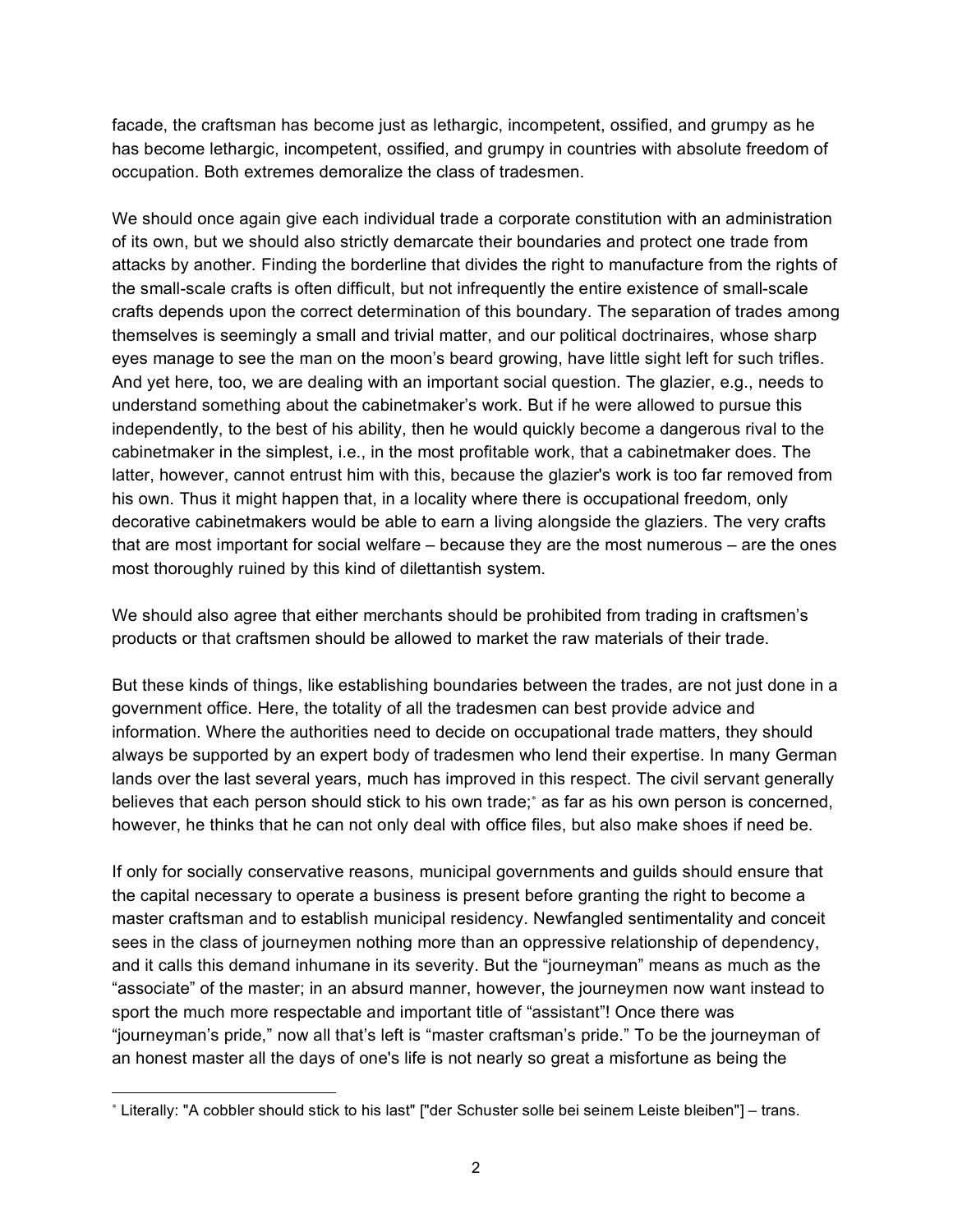facade, the craftsman has become just as lethargic, incompetent, ossified, and grumpy as he has become lethargic, incompetent, ossified, and grumpy in countries with absolute freedom of occupation. Both extremes demoralize the class of tradesmen.

We should once again give each individual trade a corporate constitution with an administration of its own, but we should also strictly demarcate their boundaries and protect one trade from attacks by another. Finding the borderline that divides the right to manufacture from the rights of the small-scale crafts is often difficult, but not infrequently the entire existence of small-scale crafts depends upon the correct determination of this boundary. The separation of trades among themselves is seemingly a small and trivial matter, and our political doctrinaires, whose sharp eyes manage to see the man on the moon's beard growing, have little sight left for such trifles. And yet here, too, we are dealing with an important social question. The glazier, e.g., needs to understand something about the cabinetmaker's work. But if he were allowed to pursue this independently, to the best of his ability, then he would quickly become a dangerous rival to the cabinetmaker in the simplest, i.e., in the most profitable work, that a cabinetmaker does. The latter, however, cannot entrust him with this, because the glazier's work is too far removed from his own. Thus it might happen that, in a locality where there is occupational freedom, only decorative cabinetmakers would be able to earn a living alongside the glaziers. The very crafts that are most important for social welfare – because they are the most numerous – are the ones most thoroughly ruined by this kind of dilettantish system.

We should also agree that either merchants should be prohibited from trading in craftsmen's products or that craftsmen should be allowed to market the raw materials of their trade.

But these kinds of things, like establishing boundaries between the trades, are not just done in a government office. Here, the totality of all the tradesmen can best provide advice and information. Where the authorities need to decide on occupational trade matters, they should always be supported by an expert body of tradesmen who lend their expertise. In many German lands over the last several years, much has improved in this respect. The civil servant generally believes that each person should stick to his own trade;[*] as far as his own person is concerned, however, he thinks that he can not only deal with office files, but also make shoes if need be.

If only for socially conservative reasons, municipal governments and guilds should ensure that the capital necessary to operate a business is present before granting the right to become a master craftsman and to establish municipal residency. Newfangled sentimentality and conceit sees in the class of journeymen nothing more than an oppressive relationship of dependency, and it calls this demand inhumane in its severity. But the "journeyman" means as much as the "associate" of the master; in an absurd manner, however, the journeymen now want instead to sport the much more respectable and important title of "assistant"! Once there was "journeyman's pride," now all that's left is "master craftsman's pride." To be the journeyman of an honest master all the days of one's life is not nearly so great a misfortune as being the

[*] Literally: "A cobbler should stick to his last" ["der Schuster solle bei seinem Leiste bleiben"] – trans.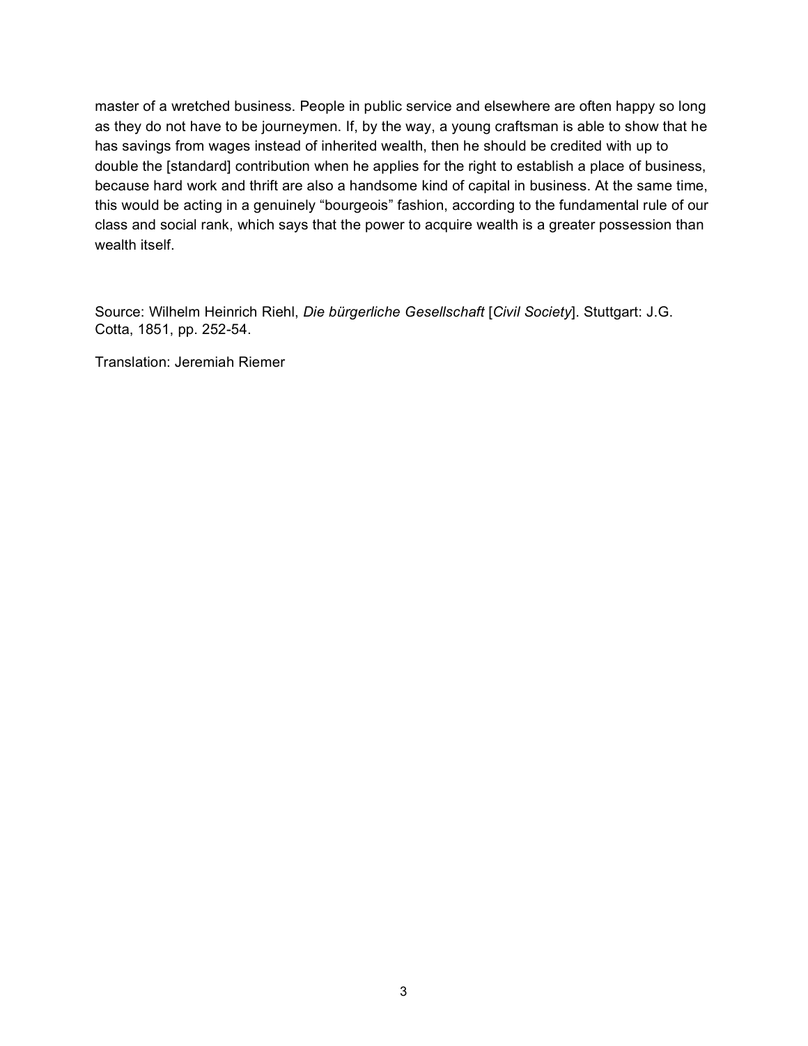master of a wretched business. People in public service and elsewhere are often happy so long as they do not have to be journeymen. If, by the way, a young craftsman is able to show that he has savings from wages instead of inherited wealth, then he should be credited with up to double the [standard] contribution when he applies for the right to establish a place of business, because hard work and thrift are also a handsome kind of capital in business. At the same time, this would be acting in a genuinely "bourgeois" fashion, according to the fundamental rule of our class and social rank, which says that the power to acquire wealth is a greater possession than wealth itself.

Source: Wilhelm Heinrich Riehl, *Die bürgerliche Gesellschaft* [*Civil Society*]. Stuttgart: J.G. Cotta, 1851, pp. 252-54.

Translation: Jeremiah Riemer